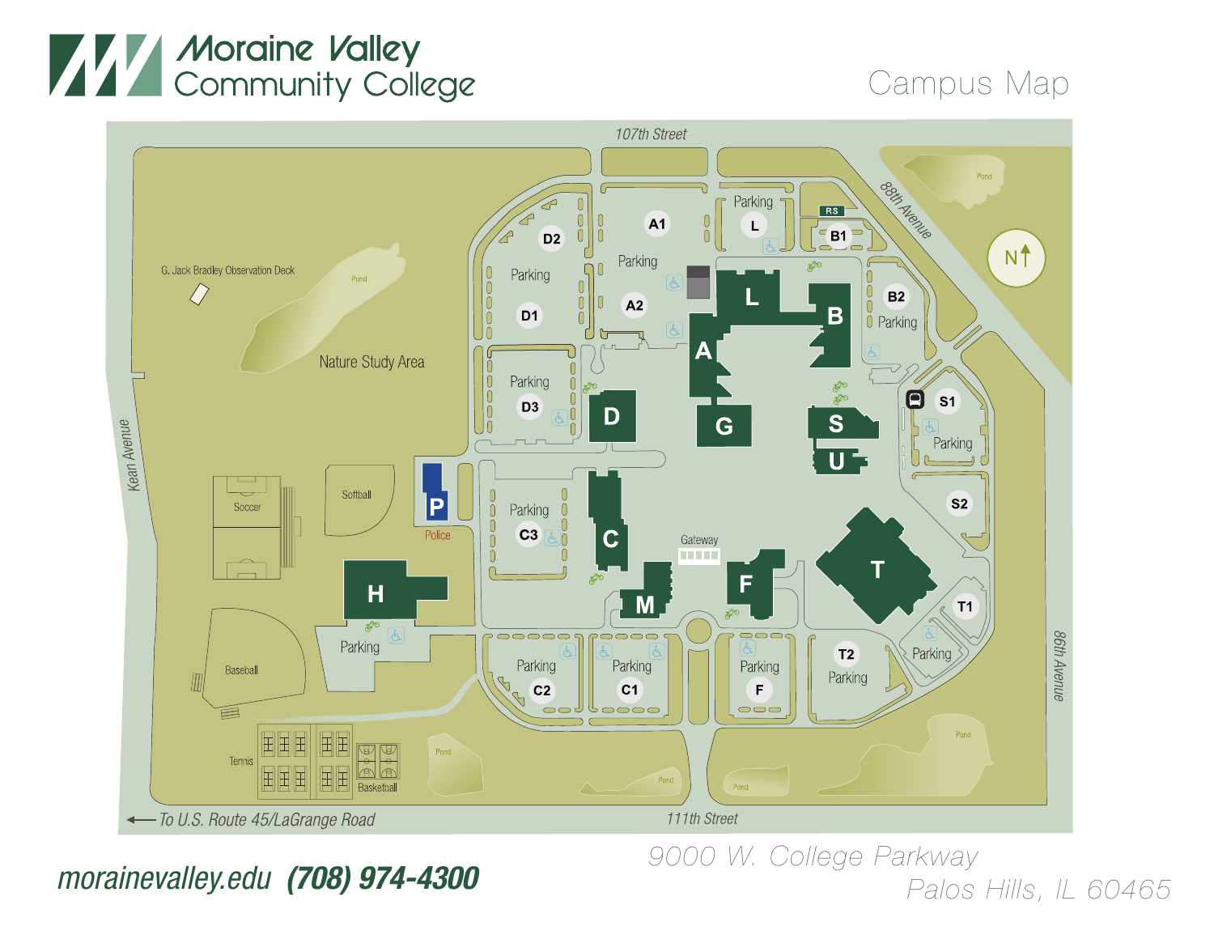# Moraine Valley Community College

## Campus Map

107th Street

88th Avenue

86th Avenue

Kean Avenue

111th Street

← To U.S. Route 45/LaGrange Road

G. Jack Bradley Observation Deck

Pond

Nature Study Area

Soccer

Softball

Baseball

Tennis

Basketball

P Police

H

Parking

D2 Parking D1

Parking D3

D

A1 Parking A2

Parking L

RS

B1

L

B

A

G

B2 Parking

S1 Parking

S

U

S2

Parking C3

C

Gateway

M

F

T

T1 Parking

Parking C2

Parking C1

Parking F

T2 Parking

N

morainevalley.edu **(708) 974-4300**

9000 W. College Parkway
Palos Hills, IL 60465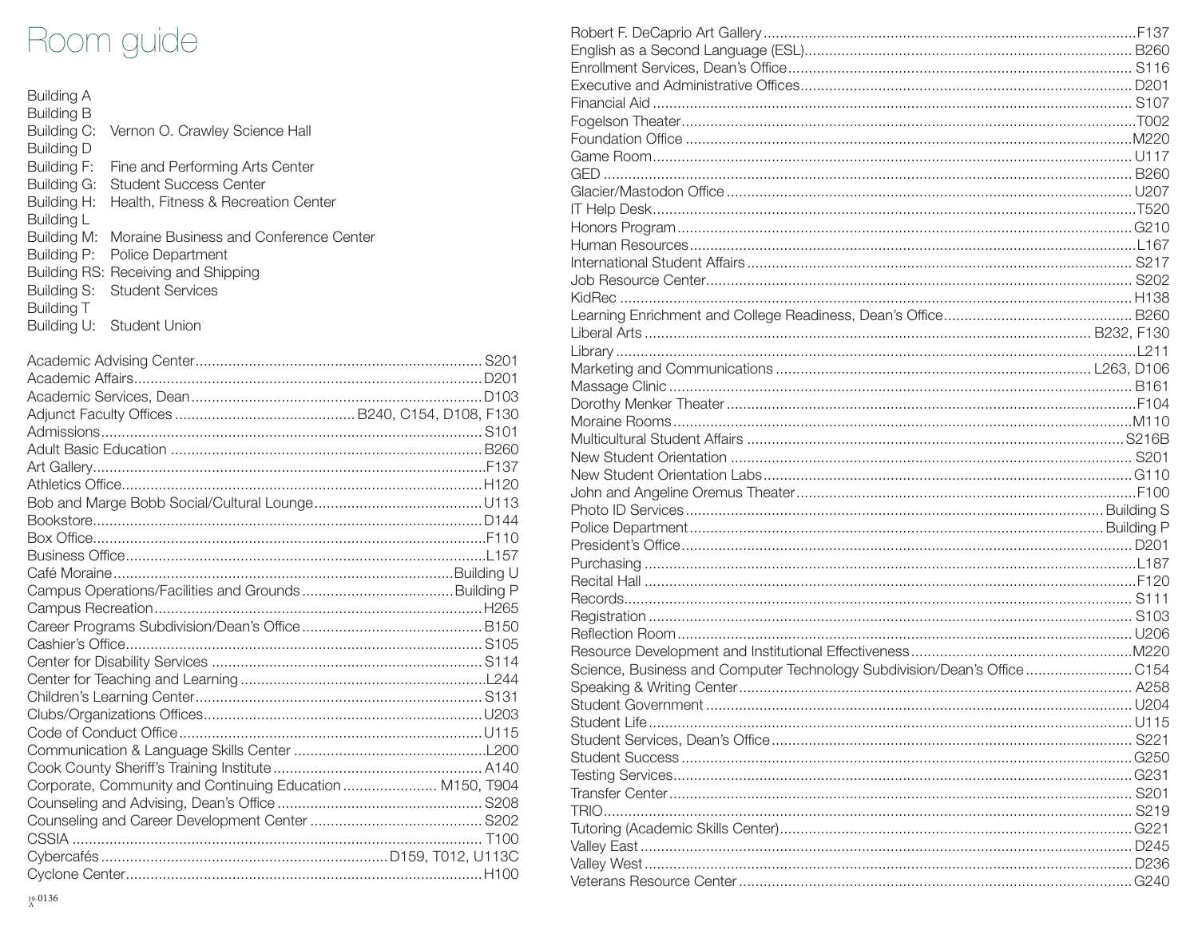# Room guide

Building A
Building B
Building C: Vernon O. Crawley Science Hall
Building D
Building F: Fine and Performing Arts Center
Building G: Student Success Center
Building H: Health, Fitness & Recreation Center
Building L
Building M: Moraine Business and Conference Center
Building P: Police Department
Building RS: Receiving and Shipping
Building S: Student Services
Building T
Building U: Student Union

| | |
|---|---|
| Academic Advising Center | S201 |
| Academic Affairs | D201 |
| Academic Services, Dean | D103 |
| Adjunct Faculty Offices | B240, C154, D108, F130 |
| Admissions | S101 |
| Adult Basic Education | B260 |
| Art Gallery | F137 |
| Athletics Office | H120 |
| Bob and Marge Bobb Social/Cultural Lounge | U113 |
| Bookstore | D144 |
| Box Office | F110 |
| Business Office | L157 |
| Café Moraine | Building U |
| Campus Operations/Facilities and Grounds | Building P |
| Campus Recreation | H265 |
| Career Programs Subdivision/Dean's Office | B150 |
| Cashier's Office | S105 |
| Center for Disability Services | S114 |
| Center for Teaching and Learning | L244 |
| Children's Learning Center | S131 |
| Clubs/Organizations Offices | U203 |
| Code of Conduct Office | U115 |
| Communication & Language Skills Center | L200 |
| Cook County Sheriff's Training Institute | A140 |
| Corporate, Community and Continuing Education | M150, T904 |
| Counseling and Advising, Dean's Office | S208 |
| Counseling and Career Development Center | S202 |
| CSSIA | T100 |
| Cybercafés | D159, T012, U113C |
| Cyclone Center | H100 |
| Robert F. DeCaprio Art Gallery | F137 |
| English as a Second Language (ESL) | B260 |
| Enrollment Services, Dean's Office | S116 |
| Executive and Administrative Offices | D201 |
| Financial Aid | S107 |
| Fogelson Theater | T002 |
| Foundation Office | M220 |
| Game Room | U117 |
| GED | B260 |
| Glacier/Mastodon Office | U207 |
| IT Help Desk | T520 |
| Honors Program | G210 |
| Human Resources | L167 |
| International Student Affairs | S217 |
| Job Resource Center | S202 |
| KidRec | H138 |
| Learning Enrichment and College Readiness, Dean's Office | B260 |
| Liberal Arts | B232, F130 |
| Library | L211 |
| Marketing and Communications | L263, D106 |
| Massage Clinic | B161 |
| Dorothy Menker Theater | F104 |
| Moraine Rooms | M110 |
| Multicultural Student Affairs | S216B |
| New Student Orientation | S201 |
| New Student Orientation Labs | G110 |
| John and Angeline Oremus Theater | F100 |
| Photo ID Services | Building S |
| Police Department | Building P |
| President's Office | D201 |
| Purchasing | L187 |
| Recital Hall | F120 |
| Records | S111 |
| Registration | S103 |
| Reflection Room | U206 |
| Resource Development and Institutional Effectiveness | M220 |
| Science, Business and Computer Technology Subdivision/Dean's Office | C154 |
| Speaking & Writing Center | A258 |
| Student Government | U204 |
| Student Life | U115 |
| Student Services, Dean's Office | S221 |
| Student Success | G250 |
| Testing Services | G231 |
| Transfer Center | S201 |
| TRIO | S219 |
| Tutoring (Academic Skills Center) | G221 |
| Valley East | D245 |
| Valley West | D236 |
| Veterans Resource Center | G240 |

19-0136